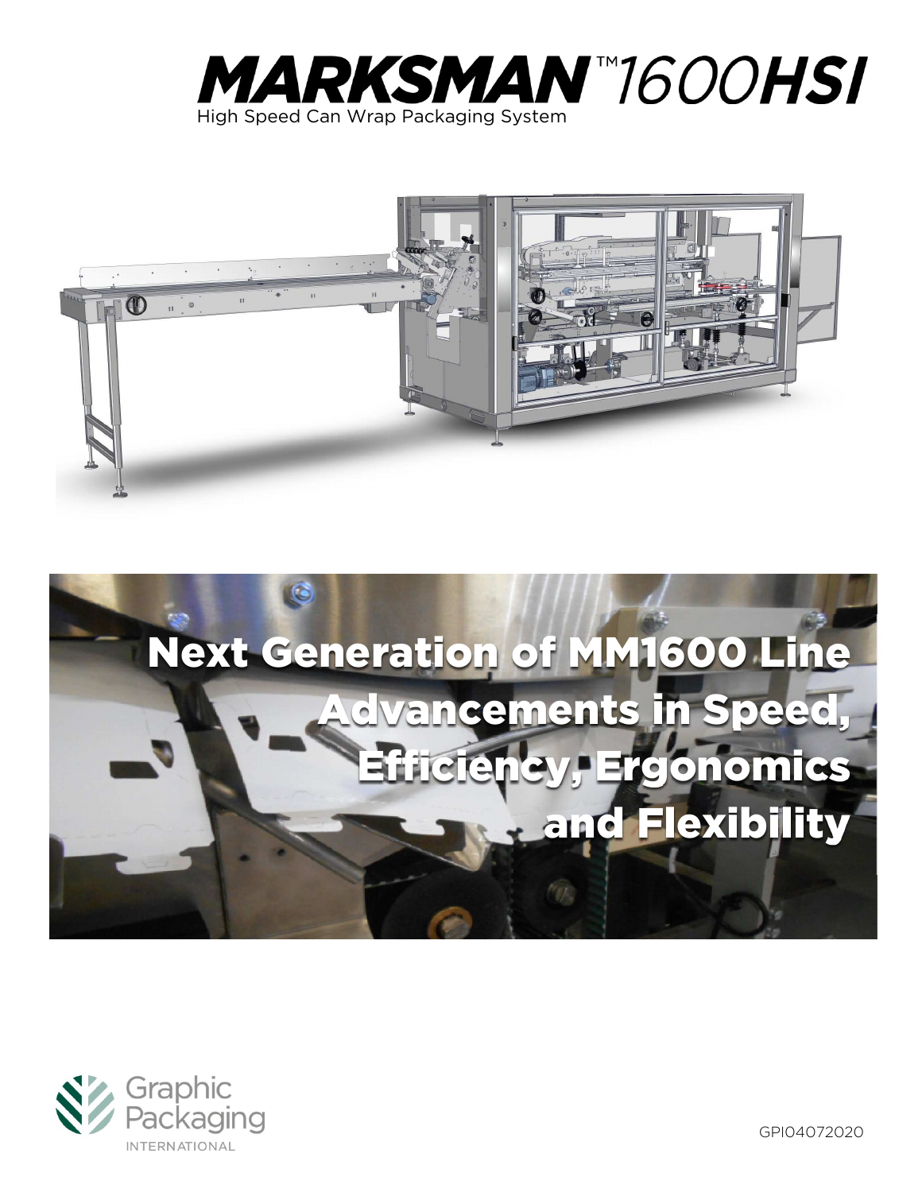# MARKSMAN™1600HSI

High Speed Can Wrap Packaging System

## Next Generation of MM1600 Line
## Advancements in Speed, Efficiency, Ergonomics and Flexibility

Graphic Packaging INTERNATIONAL

GPI04072020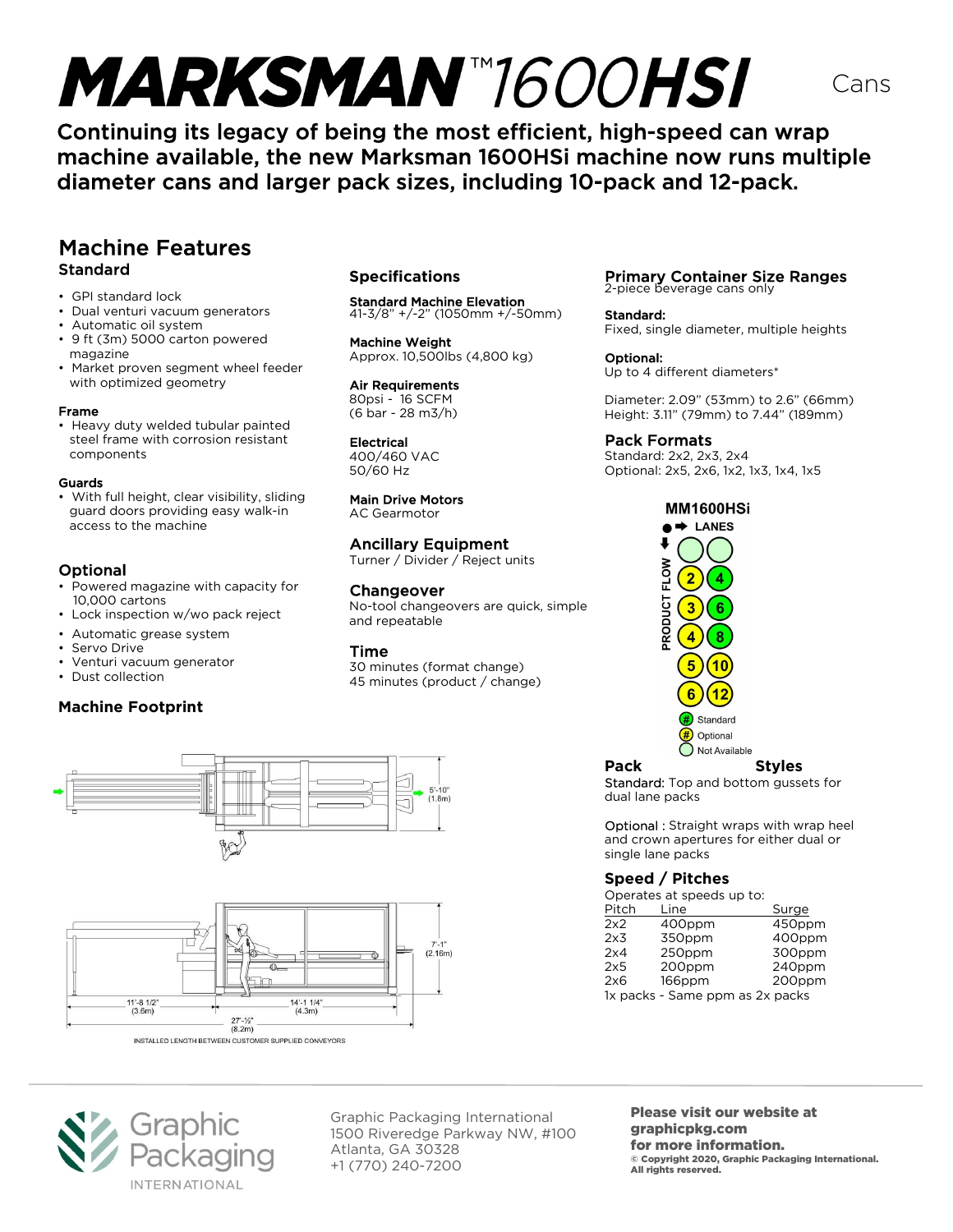# MARKSMAN™1600HSI

Cans

**Continuing its legacy of being the most efficient, high-speed can wrap machine available, the new Marksman 1600HSi machine now runs multiple diameter cans and larger pack sizes, including 10-pack and 12-pack.**

## Machine Features

### Standard

- GPI standard lock
- Dual venturi vacuum generators
- Automatic oil system
- 9 ft (3m) 5000 carton powered magazine
- Market proven segment wheel feeder with optimized geometry

**Frame**

- Heavy duty welded tubular painted steel frame with corrosion resistant components

**Guards**

- With full height, clear visibility, sliding guard doors providing easy walk-in access to the machine

### Optional

- Powered magazine with capacity for 10,000 cartons
- Lock inspection w/wo pack reject
- Automatic grease system
- Servo Drive
- Venturi vacuum generator
- Dust collection

### Machine Footprint

5'-10" (1.8m)

7'-1" (2.16m)

11'-8 1/2" (3.6m)

14'-1 1/4" (4.3m)

27'-½" (8.2m)

INSTALLED LENGTH BETWEEN CUSTOMER SUPPLIED CONVEYORS

## Specifications

**Standard Machine Elevation**
41-3/8" +/-2" (1050mm +/-50mm)

**Machine Weight**
Approx. 10,500lbs (4,800 kg)

**Air Requirements**
80psi - 16 SCFM
(6 bar - 28 m3/h)

**Electrical**
400/460 VAC
50/60 Hz

**Main Drive Motors**
AC Gearmotor

## Ancillary Equipment

Turner / Divider / Reject units

## Changeover

No-tool changeovers are quick, simple and repeatable

## Time

30 minutes (format change)
45 minutes (product / change)

## Primary Container Size Ranges

2-piece beverage cans only

**Standard:**
Fixed, single diameter, multiple heights

**Optional:**
Up to 4 different diameters*

Diameter: 2.09" (53mm) to 2.6" (66mm)
Height: 3.11" (79mm) to 7.44" (189mm)

## Pack Formats

Standard: 2x2, 2x3, 2x4
Optional: 2x5, 2x6, 1x2, 1x3, 1x4, 1x5

MM1600HSi

LANES

PRODUCT FLOW

2 4
3 6
4 8
5 10
6 12

Standard
Optional
Not Available

## Pack Styles

Standard: Top and bottom gussets for dual lane packs

Optional : Straight wraps with wrap heel and crown apertures for either dual or single lane packs

## Speed / Pitches

Operates at speeds up to:

| Pitch | Line | Surge |
|---|---|---|
| 2x2 | 400ppm | 450ppm |
| 2x3 | 350ppm | 400ppm |
| 2x4 | 250ppm | 300ppm |
| 2x5 | 200ppm | 240ppm |
| 2x6 | 166ppm | 200ppm |

1x packs - Same ppm as 2x packs

Graphic Packaging INTERNATIONAL

Graphic Packaging International
1500 Riveredge Parkway NW, #100
Atlanta, GA 30328
+1 (770) 240-7200

**Please visit our website at graphicpkg.com for more information.**

**© Copyright 2020, Graphic Packaging International. All rights reserved.**